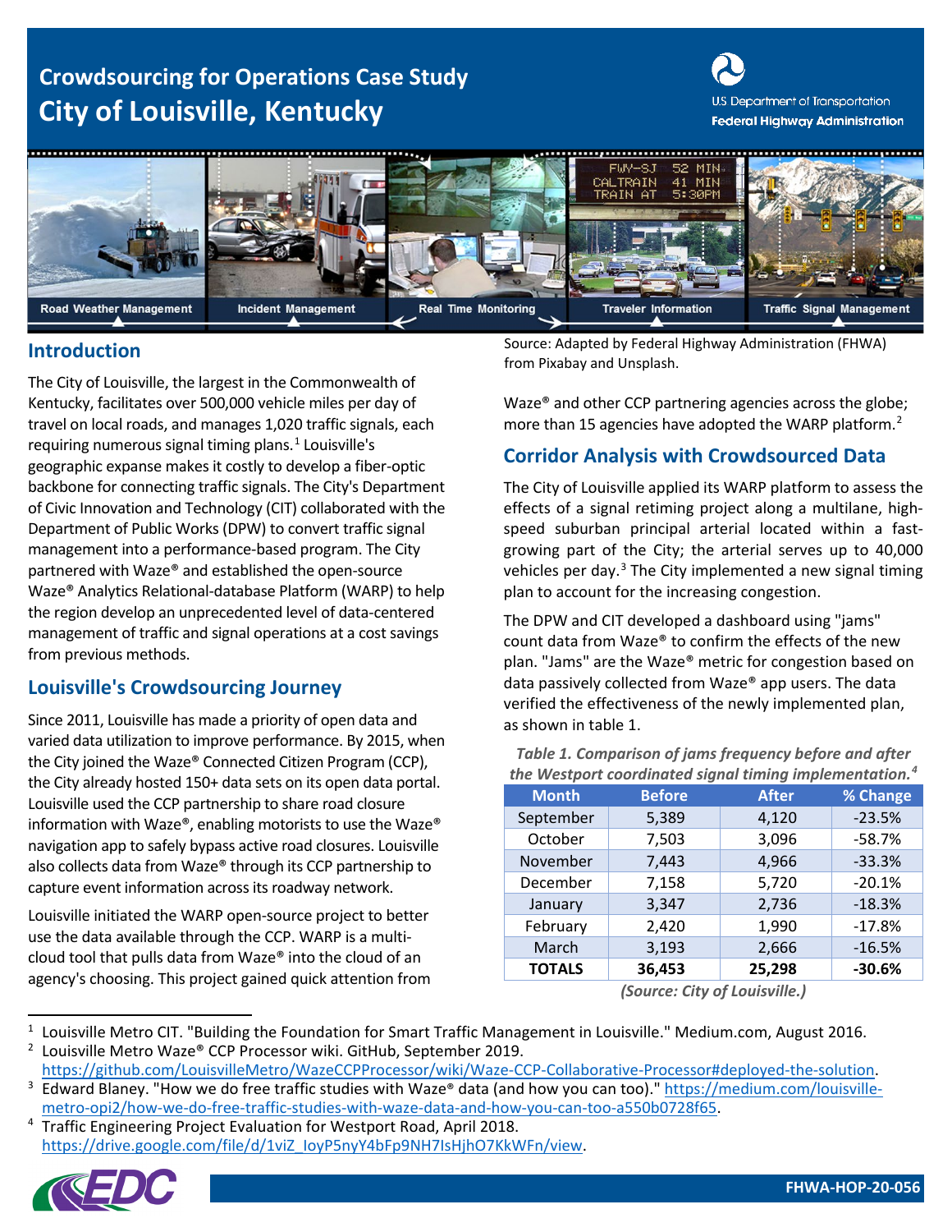# Crowdsourcing for Operations Case Study

# City of Louisville, Kentucky

U.S. Department of Transportation
Federal Highway Administration

Road Weather Management | Incident Management | Real Time Monitoring | Traveler Information | Traffic Signal Management

Source: Adapted by Federal Highway Administration (FHWA) from Pixabay and Unsplash.

## Introduction

The City of Louisville, the largest in the Commonwealth of Kentucky, facilitates over 500,000 vehicle miles per day of travel on local roads, and manages 1,020 traffic signals, each requiring numerous signal timing plans.[1] Louisville's geographic expanse makes it costly to develop a fiber-optic backbone for connecting traffic signals. The City's Department of Civic Innovation and Technology (CIT) collaborated with the Department of Public Works (DPW) to convert traffic signal management into a performance-based program. The City partnered with Waze® and established the open-source Waze® Analytics Relational-database Platform (WARP) to help the region develop an unprecedented level of data-centered management of traffic and signal operations at a cost savings from previous methods.

## Louisville's Crowdsourcing Journey

Since 2011, Louisville has made a priority of open data and varied data utilization to improve performance. By 2015, when the City joined the Waze® Connected Citizen Program (CCP), the City already hosted 150+ data sets on its open data portal. Louisville used the CCP partnership to share road closure information with Waze®, enabling motorists to use the Waze® navigation app to safely bypass active road closures. Louisville also collects data from Waze® through its CCP partnership to capture event information across its roadway network.

Louisville initiated the WARP open-source project to better use the data available through the CCP. WARP is a multi-cloud tool that pulls data from Waze® into the cloud of an agency's choosing. This project gained quick attention from Waze® and other CCP partnering agencies across the globe; more than 15 agencies have adopted the WARP platform.[2]

## Corridor Analysis with Crowdsourced Data

The City of Louisville applied its WARP platform to assess the effects of a signal retiming project along a multilane, high-speed suburban principal arterial located within a fast-growing part of the City; the arterial serves up to 40,000 vehicles per day.[3] The City implemented a new signal timing plan to account for the increasing congestion.

The DPW and CIT developed a dashboard using "jams" count data from Waze® to confirm the effects of the new plan. "Jams" are the Waze® metric for congestion based on data passively collected from Waze® app users. The data verified the effectiveness of the newly implemented plan, as shown in table 1.

*Table 1. Comparison of jams frequency before and after the Westport coordinated signal timing implementation.[4]*

| Month | Before | After | % Change |
|---|---|---|---|
| September | 5,389 | 4,120 | -23.5% |
| October | 7,503 | 3,096 | -58.7% |
| November | 7,443 | 4,966 | -33.3% |
| December | 7,158 | 5,720 | -20.1% |
| January | 3,347 | 2,736 | -18.3% |
| February | 2,420 | 1,990 | -17.8% |
| March | 3,193 | 2,666 | -16.5% |
| **TOTALS** | **36,453** | **25,298** | **-30.6%** |

*(Source: City of Louisville.)*

---

[1] Louisville Metro CIT. "Building the Foundation for Smart Traffic Management in Louisville." Medium.com, August 2016.

[2] Louisville Metro Waze® CCP Processor wiki. GitHub, September 2019. https://github.com/LouisvilleMetro/WazeCCPProcessor/wiki/Waze-CCP-Collaborative-Processor#deployed-the-solution.

[3] Edward Blaney. "How we do free traffic studies with Waze® data (and how you can too)." https://medium.com/louisville-metro-opi2/how-we-do-free-traffic-studies-with-waze-data-and-how-you-can-too-a550b0728f65.

[4] Traffic Engineering Project Evaluation for Westport Road, April 2018. https://drive.google.com/file/d/1viZ_IoyP5nyY4bFp9NH7IsHjhO7KkWFn/view.

FHWA-HOP-20-056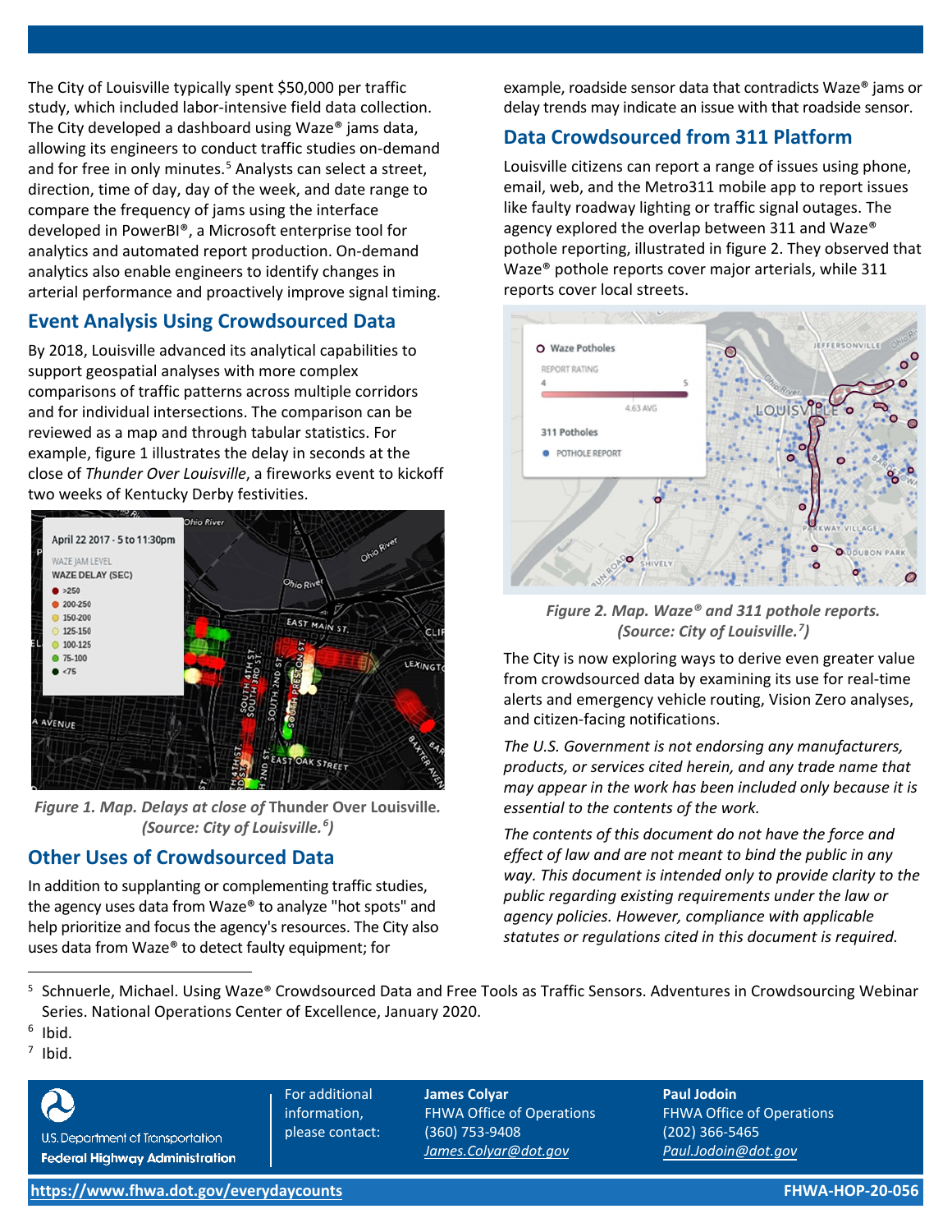The City of Louisville typically spent $50,000 per traffic study, which included labor-intensive field data collection. The City developed a dashboard using Waze® jams data, allowing its engineers to conduct traffic studies on-demand and for free in only minutes.[5] Analysts can select a street, direction, time of day, day of the week, and date range to compare the frequency of jams using the interface developed in PowerBI®, a Microsoft enterprise tool for analytics and automated report production. On-demand analytics also enable engineers to identify changes in arterial performance and proactively improve signal timing.

## Event Analysis Using Crowdsourced Data

By 2018, Louisville advanced its analytical capabilities to support geospatial analyses with more complex comparisons of traffic patterns across multiple corridors and for individual intersections. The comparison can be reviewed as a map and through tabular statistics. For example, figure 1 illustrates the delay in seconds at the close of *Thunder Over Louisville*, a fireworks event to kickoff two weeks of Kentucky Derby festivities.

April 22 2017 - 5 to 11:30pm
WAZE JAM LEVEL
WAZE DELAY (SEC)
>250
200-250
150-200
125-150
100-125
75-100
<75

*Figure 1. Map. Delays at close of* **Thunder Over Louisville.** *(Source: City of Louisville.[6])*

## Other Uses of Crowdsourced Data

In addition to supplanting or complementing traffic studies, the agency uses data from Waze® to analyze "hot spots" and help prioritize and focus the agency's resources. The City also uses data from Waze® to detect faulty equipment; for example, roadside sensor data that contradicts Waze® jams or delay trends may indicate an issue with that roadside sensor.

## Data Crowdsourced from 311 Platform

Louisville citizens can report a range of issues using phone, email, web, and the Metro311 mobile app to report issues like faulty roadway lighting or traffic signal outages. The agency explored the overlap between 311 and Waze® pothole reporting, illustrated in figure 2. They observed that Waze® pothole reports cover major arterials, while 311 reports cover local streets.

Waze Potholes
REPORT RATING
4
5
4.63 AVG
311 Potholes
POTHOLE REPORT

*Figure 2. Map. Waze® and 311 pothole reports. (Source: City of Louisville.[7])*

The City is now exploring ways to derive even greater value from crowdsourced data by examining its use for real-time alerts and emergency vehicle routing, Vision Zero analyses, and citizen-facing notifications.

*The U.S. Government is not endorsing any manufacturers, products, or services cited herein, and any trade name that may appear in the work has been included only because it is essential to the contents of the work.*

*The contents of this document do not have the force and effect of law and are not meant to bind the public in any way. This document is intended only to provide clarity to the public regarding existing requirements under the law or agency policies. However, compliance with applicable statutes or regulations cited in this document is required.*

---

[5] Schnuerle, Michael. Using Waze® Crowdsourced Data and Free Tools as Traffic Sensors. Adventures in Crowdsourcing Webinar Series. National Operations Center of Excellence, January 2020.

[6] Ibid.

[7] Ibid.

U.S. Department of Transportation
**Federal Highway Administration**

For additional information, please contact:

**James Colyar**
FHWA Office of Operations
(360) 753-9408
*James.Colyar@dot.gov*

**Paul Jodoin**
FHWA Office of Operations
(202) 366-5465
*Paul.Jodoin@dot.gov*

**https://www.fhwa.dot.gov/everydaycounts**

**FHWA-HOP-20-056**